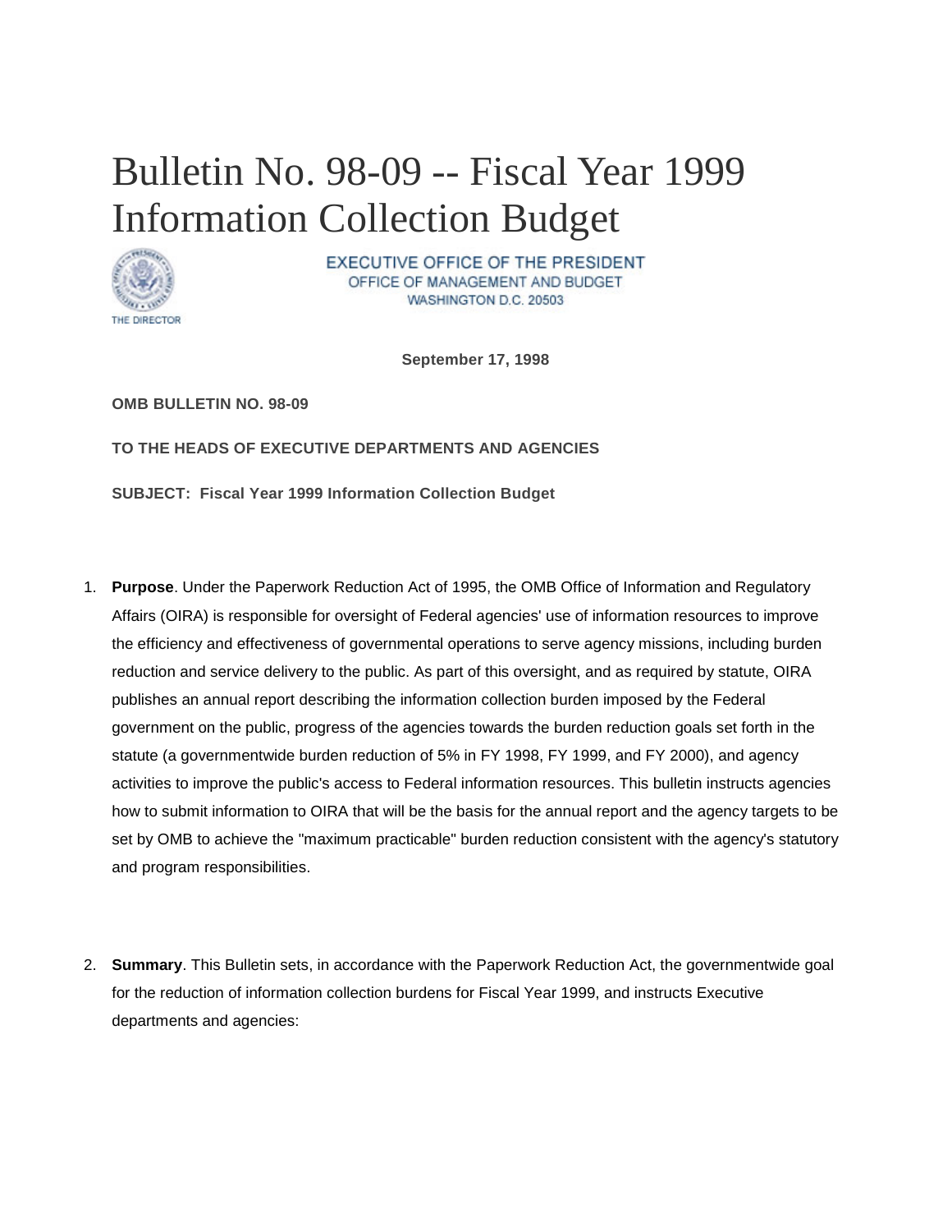# Bulletin No. 98-09 -- Fiscal Year 1999 Information Collection Budget

EXECUTIVE OFFICE OF THE PRESIDENT
OFFICE OF MANAGEMENT AND BUDGET
WASHINGTON D.C. 20503

THE DIRECTOR

**September 17, 1998**

**OMB BULLETIN NO. 98-09**

**TO THE HEADS OF EXECUTIVE DEPARTMENTS AND AGENCIES**

**SUBJECT: Fiscal Year 1999 Information Collection Budget**

1. **Purpose**. Under the Paperwork Reduction Act of 1995, the OMB Office of Information and Regulatory Affairs (OIRA) is responsible for oversight of Federal agencies' use of information resources to improve the efficiency and effectiveness of governmental operations to serve agency missions, including burden reduction and service delivery to the public. As part of this oversight, and as required by statute, OIRA publishes an annual report describing the information collection burden imposed by the Federal government on the public, progress of the agencies towards the burden reduction goals set forth in the statute (a governmentwide burden reduction of 5% in FY 1998, FY 1999, and FY 2000), and agency activities to improve the public's access to Federal information resources. This bulletin instructs agencies how to submit information to OIRA that will be the basis for the annual report and the agency targets to be set by OMB to achieve the "maximum practicable" burden reduction consistent with the agency's statutory and program responsibilities.

2. **Summary**. This Bulletin sets, in accordance with the Paperwork Reduction Act, the governmentwide goal for the reduction of information collection burdens for Fiscal Year 1999, and instructs Executive departments and agencies: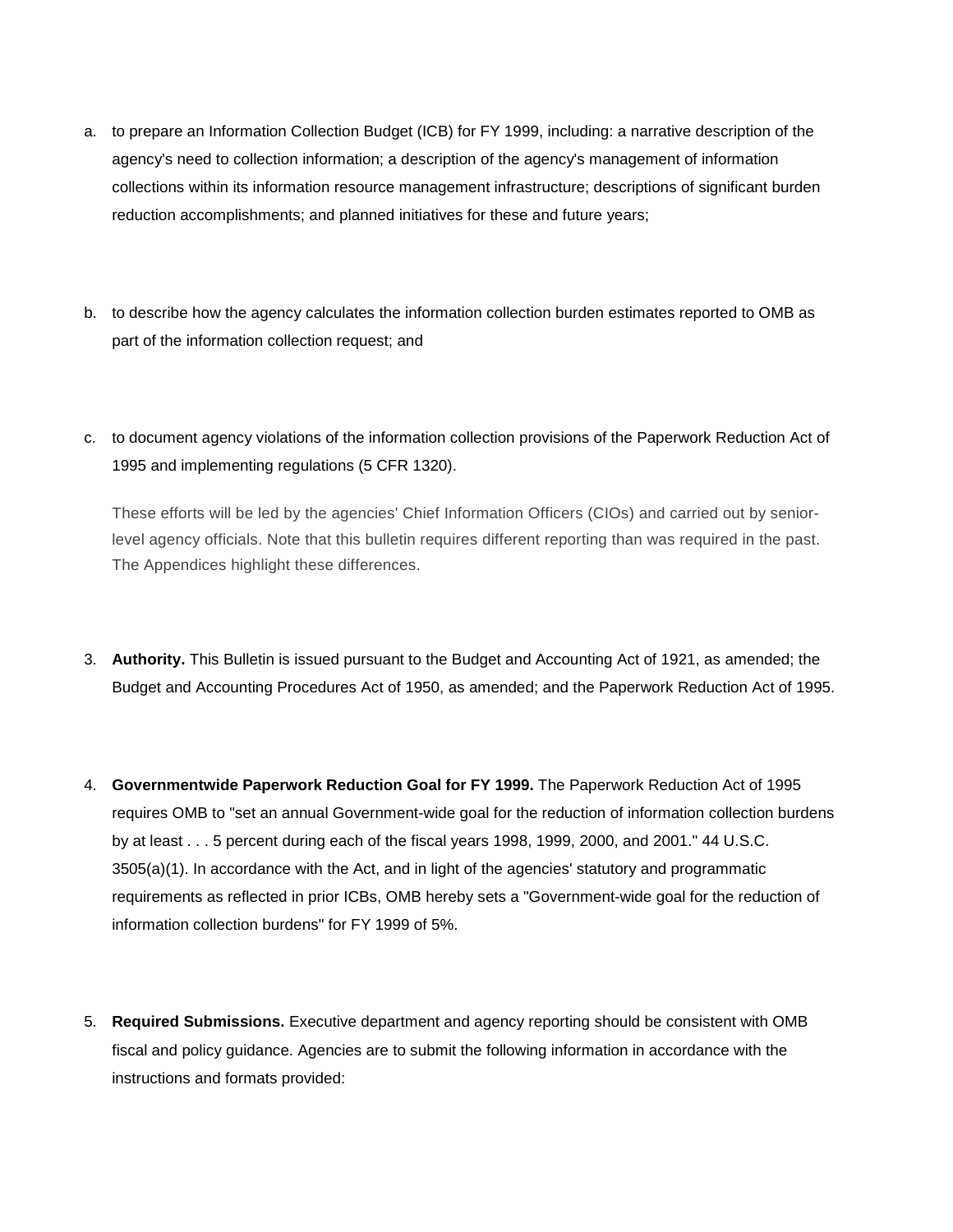a. to prepare an Information Collection Budget (ICB) for FY 1999, including: a narrative description of the agency's need to collection information; a description of the agency's management of information collections within its information resource management infrastructure; descriptions of significant burden reduction accomplishments; and planned initiatives for these and future years;

b. to describe how the agency calculates the information collection burden estimates reported to OMB as part of the information collection request; and

c. to document agency violations of the information collection provisions of the Paperwork Reduction Act of 1995 and implementing regulations (5 CFR 1320).

   These efforts will be led by the agencies' Chief Information Officers (CIOs) and carried out by senior-level agency officials. Note that this bulletin requires different reporting than was required in the past. The Appendices highlight these differences.

3. **Authority.** This Bulletin is issued pursuant to the Budget and Accounting Act of 1921, as amended; the Budget and Accounting Procedures Act of 1950, as amended; and the Paperwork Reduction Act of 1995.

4. **Governmentwide Paperwork Reduction Goal for FY 1999.** The Paperwork Reduction Act of 1995 requires OMB to "set an annual Government-wide goal for the reduction of information collection burdens by at least . . . 5 percent during each of the fiscal years 1998, 1999, 2000, and 2001." 44 U.S.C. 3505(a)(1). In accordance with the Act, and in light of the agencies' statutory and programmatic requirements as reflected in prior ICBs, OMB hereby sets a "Government-wide goal for the reduction of information collection burdens" for FY 1999 of 5%.

5. **Required Submissions.** Executive department and agency reporting should be consistent with OMB fiscal and policy guidance. Agencies are to submit the following information in accordance with the instructions and formats provided: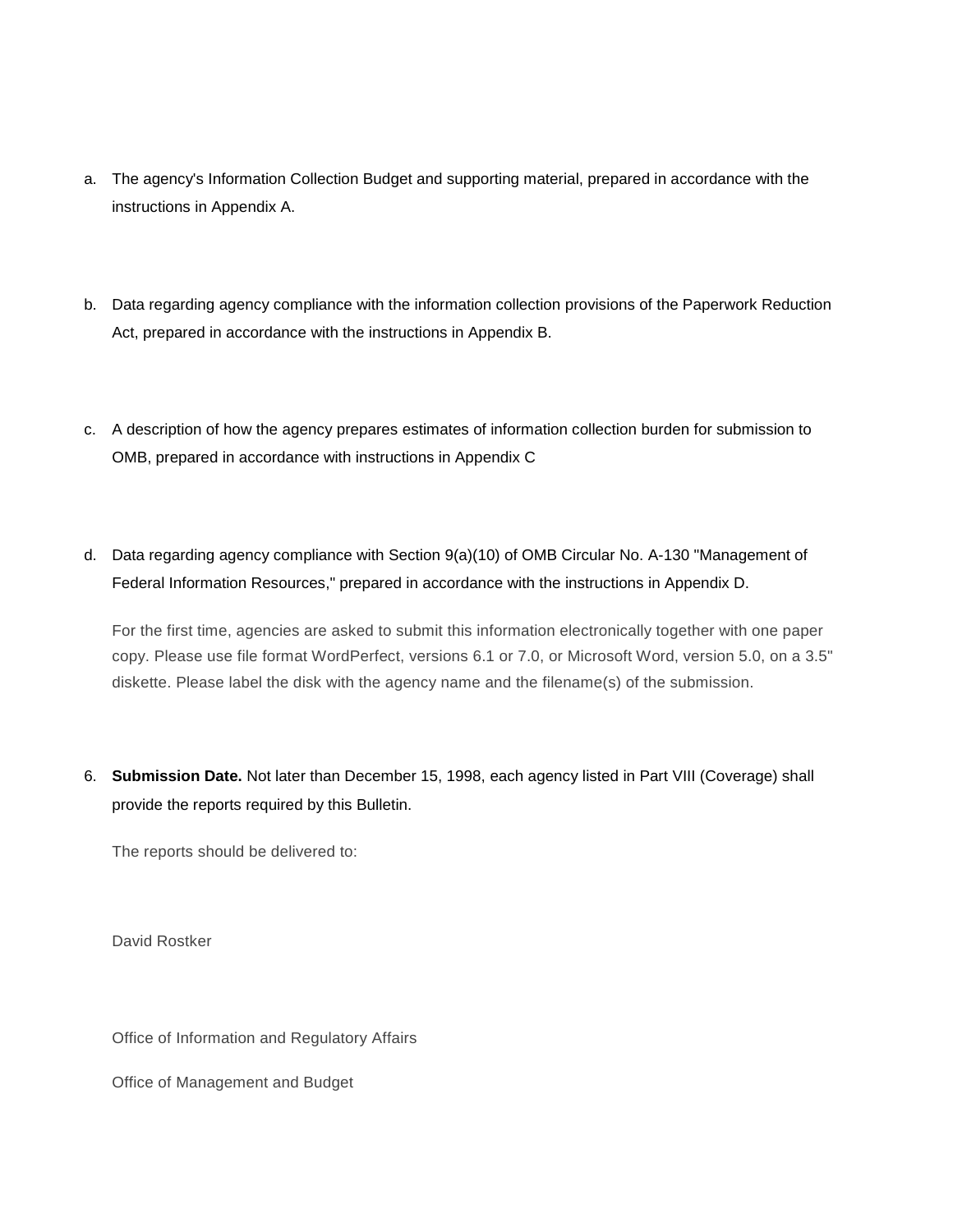a. The agency's Information Collection Budget and supporting material, prepared in accordance with the instructions in Appendix A.

b. Data regarding agency compliance with the information collection provisions of the Paperwork Reduction Act, prepared in accordance with the instructions in Appendix B.

c. A description of how the agency prepares estimates of information collection burden for submission to OMB, prepared in accordance with instructions in Appendix C

d. Data regarding agency compliance with Section 9(a)(10) of OMB Circular No. A-130 "Management of Federal Information Resources," prepared in accordance with the instructions in Appendix D.

   For the first time, agencies are asked to submit this information electronically together with one paper copy. Please use file format WordPerfect, versions 6.1 or 7.0, or Microsoft Word, version 5.0, on a 3.5" diskette. Please label the disk with the agency name and the filename(s) of the submission.

6. **Submission Date.** Not later than December 15, 1998, each agency listed in Part VIII (Coverage) shall provide the reports required by this Bulletin.

   The reports should be delivered to:

   David Rostker

   Office of Information and Regulatory Affairs

   Office of Management and Budget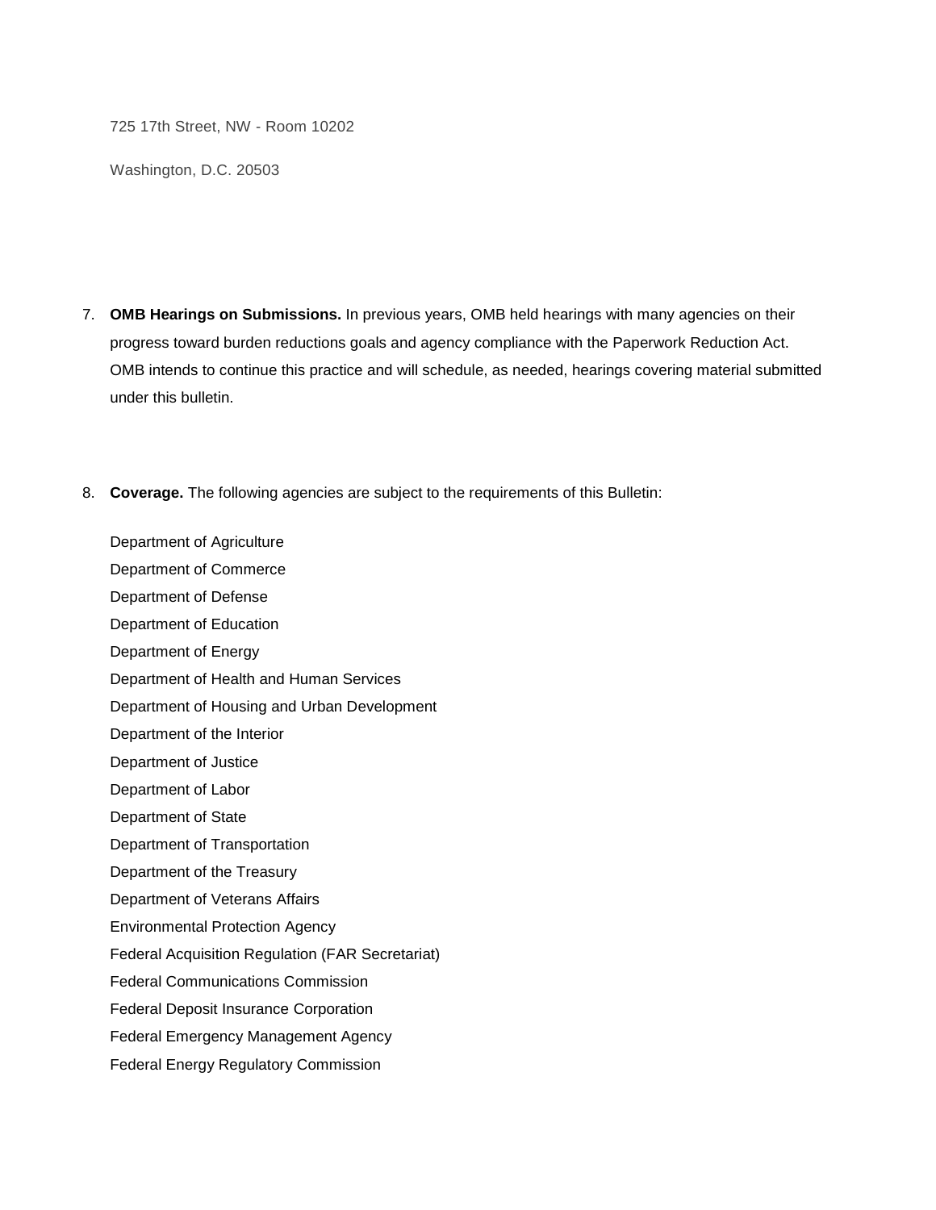725 17th Street, NW - Room 10202

Washington, D.C. 20503

7. **OMB Hearings on Submissions.** In previous years, OMB held hearings with many agencies on their progress toward burden reductions goals and agency compliance with the Paperwork Reduction Act. OMB intends to continue this practice and will schedule, as needed, hearings covering material submitted under this bulletin.

8. **Coverage.** The following agencies are subject to the requirements of this Bulletin:

   Department of Agriculture
   Department of Commerce
   Department of Defense
   Department of Education
   Department of Energy
   Department of Health and Human Services
   Department of Housing and Urban Development
   Department of the Interior
   Department of Justice
   Department of Labor
   Department of State
   Department of Transportation
   Department of the Treasury
   Department of Veterans Affairs
   Environmental Protection Agency
   Federal Acquisition Regulation (FAR Secretariat)
   Federal Communications Commission
   Federal Deposit Insurance Corporation
   Federal Emergency Management Agency
   Federal Energy Regulatory Commission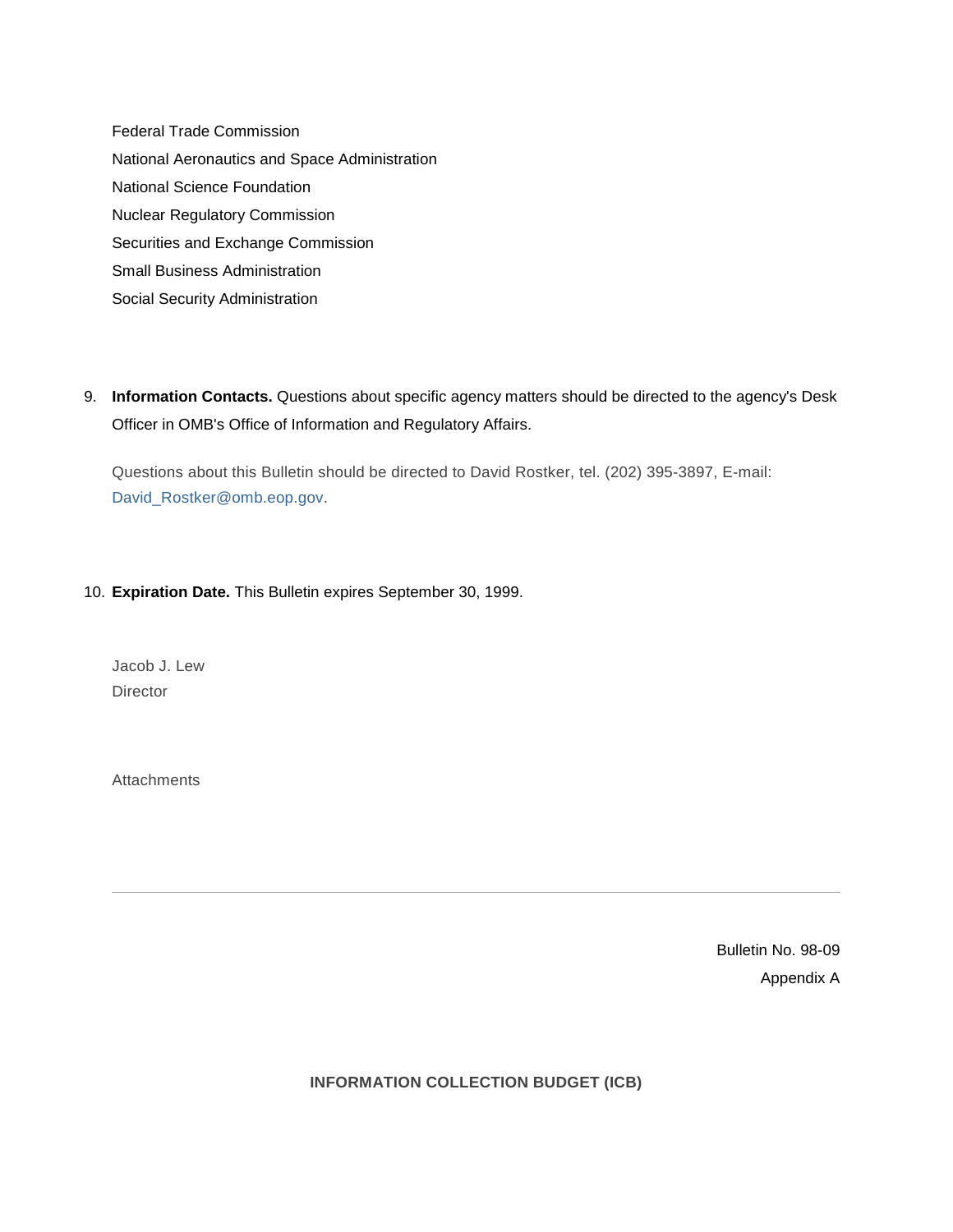Federal Trade Commission
National Aeronautics and Space Administration
National Science Foundation
Nuclear Regulatory Commission
Securities and Exchange Commission
Small Business Administration
Social Security Administration

9. **Information Contacts.** Questions about specific agency matters should be directed to the agency's Desk Officer in OMB's Office of Information and Regulatory Affairs.

   Questions about this Bulletin should be directed to David Rostker, tel. (202) 395-3897, E-mail: David_Rostker@omb.eop.gov.

10. **Expiration Date.** This Bulletin expires September 30, 1999.

Jacob J. Lew
Director

Attachments

---

Bulletin No. 98-09
Appendix A

**INFORMATION COLLECTION BUDGET (ICB)**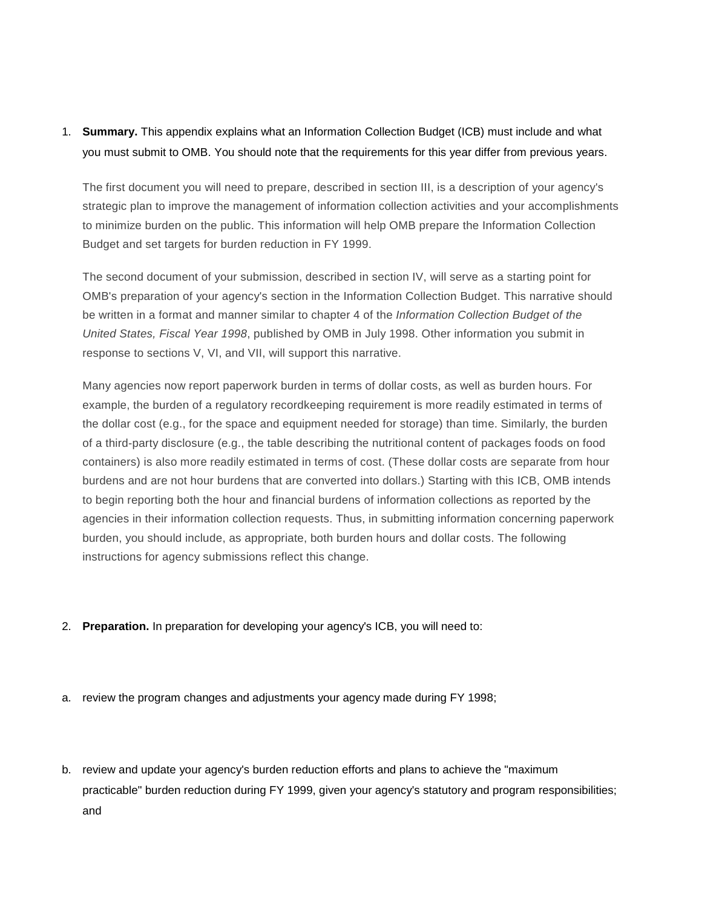1. **Summary.** This appendix explains what an Information Collection Budget (ICB) must include and what you must submit to OMB. You should note that the requirements for this year differ from previous years.

   The first document you will need to prepare, described in section III, is a description of your agency's strategic plan to improve the management of information collection activities and your accomplishments to minimize burden on the public. This information will help OMB prepare the Information Collection Budget and set targets for burden reduction in FY 1999.

   The second document of your submission, described in section IV, will serve as a starting point for OMB's preparation of your agency's section in the Information Collection Budget. This narrative should be written in a format and manner similar to chapter 4 of the *Information Collection Budget of the United States, Fiscal Year 1998*, published by OMB in July 1998. Other information you submit in response to sections V, VI, and VII, will support this narrative.

   Many agencies now report paperwork burden in terms of dollar costs, as well as burden hours. For example, the burden of a regulatory recordkeeping requirement is more readily estimated in terms of the dollar cost (e.g., for the space and equipment needed for storage) than time. Similarly, the burden of a third-party disclosure (e.g., the table describing the nutritional content of packages foods on food containers) is also more readily estimated in terms of cost. (These dollar costs are separate from hour burdens and are not hour burdens that are converted into dollars.) Starting with this ICB, OMB intends to begin reporting both the hour and financial burdens of information collections as reported by the agencies in their information collection requests. Thus, in submitting information concerning paperwork burden, you should include, as appropriate, both burden hours and dollar costs. The following instructions for agency submissions reflect this change.

2. **Preparation.** In preparation for developing your agency's ICB, you will need to:

a. review the program changes and adjustments your agency made during FY 1998;

b. review and update your agency's burden reduction efforts and plans to achieve the "maximum practicable" burden reduction during FY 1999, given your agency's statutory and program responsibilities; and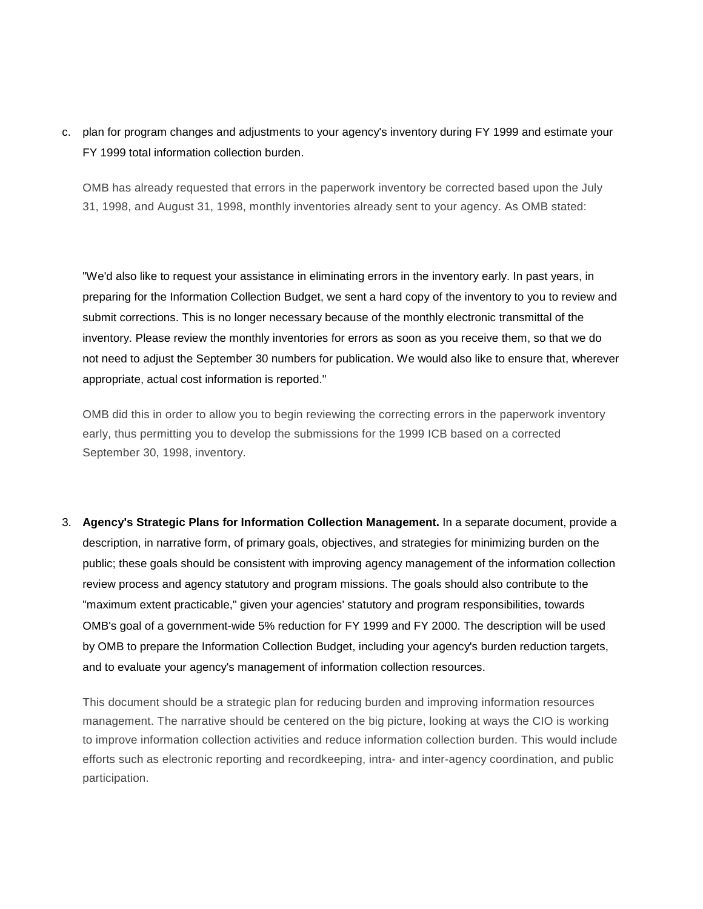c. plan for program changes and adjustments to your agency's inventory during FY 1999 and estimate your FY 1999 total information collection burden.

   OMB has already requested that errors in the paperwork inventory be corrected based upon the July 31, 1998, and August 31, 1998, monthly inventories already sent to your agency. As OMB stated:

   "We'd also like to request your assistance in eliminating errors in the inventory early. In past years, in preparing for the Information Collection Budget, we sent a hard copy of the inventory to you to review and submit corrections. This is no longer necessary because of the monthly electronic transmittal of the inventory. Please review the monthly inventories for errors as soon as you receive them, so that we do not need to adjust the September 30 numbers for publication. We would also like to ensure that, wherever appropriate, actual cost information is reported."

   OMB did this in order to allow you to begin reviewing the correcting errors in the paperwork inventory early, thus permitting you to develop the submissions for the 1999 ICB based on a corrected September 30, 1998, inventory.

3. **Agency's Strategic Plans for Information Collection Management.** In a separate document, provide a description, in narrative form, of primary goals, objectives, and strategies for minimizing burden on the public; these goals should be consistent with improving agency management of the information collection review process and agency statutory and program missions. The goals should also contribute to the "maximum extent practicable," given your agencies' statutory and program responsibilities, towards OMB's goal of a government-wide 5% reduction for FY 1999 and FY 2000. The description will be used by OMB to prepare the Information Collection Budget, including your agency's burden reduction targets, and to evaluate your agency's management of information collection resources.

   This document should be a strategic plan for reducing burden and improving information resources management. The narrative should be centered on the big picture, looking at ways the CIO is working to improve information collection activities and reduce information collection burden. This would include efforts such as electronic reporting and recordkeeping, intra- and inter-agency coordination, and public participation.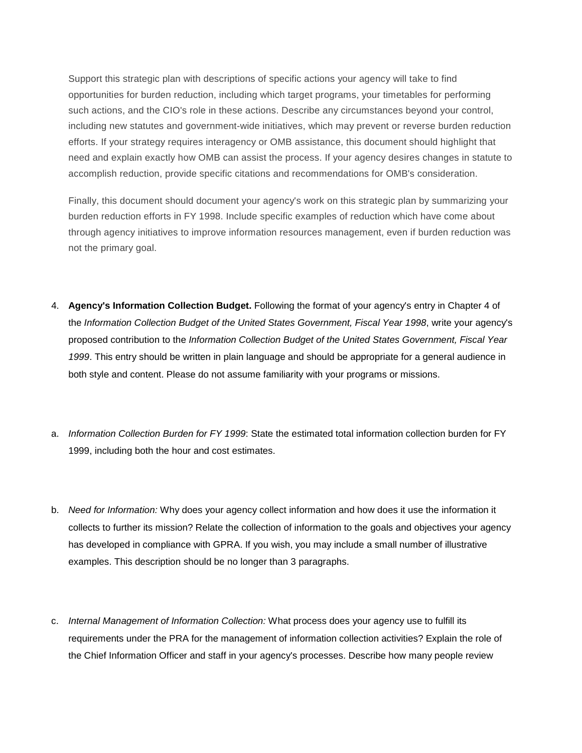Support this strategic plan with descriptions of specific actions your agency will take to find opportunities for burden reduction, including which target programs, your timetables for performing such actions, and the CIO's role in these actions. Describe any circumstances beyond your control, including new statutes and government-wide initiatives, which may prevent or reverse burden reduction efforts. If your strategy requires interagency or OMB assistance, this document should highlight that need and explain exactly how OMB can assist the process. If your agency desires changes in statute to accomplish reduction, provide specific citations and recommendations for OMB's consideration.

Finally, this document should document your agency's work on this strategic plan by summarizing your burden reduction efforts in FY 1998. Include specific examples of reduction which have come about through agency initiatives to improve information resources management, even if burden reduction was not the primary goal.

4. **Agency's Information Collection Budget.** Following the format of your agency's entry in Chapter 4 of the *Information Collection Budget of the United States Government, Fiscal Year 1998*, write your agency's proposed contribution to the *Information Collection Budget of the United States Government, Fiscal Year 1999*. This entry should be written in plain language and should be appropriate for a general audience in both style and content. Please do not assume familiarity with your programs or missions.

a. *Information Collection Burden for FY 1999*: State the estimated total information collection burden for FY 1999, including both the hour and cost estimates.

b. *Need for Information:* Why does your agency collect information and how does it use the information it collects to further its mission? Relate the collection of information to the goals and objectives your agency has developed in compliance with GPRA. If you wish, you may include a small number of illustrative examples. This description should be no longer than 3 paragraphs.

c. *Internal Management of Information Collection:* What process does your agency use to fulfill its requirements under the PRA for the management of information collection activities? Explain the role of the Chief Information Officer and staff in your agency's processes. Describe how many people review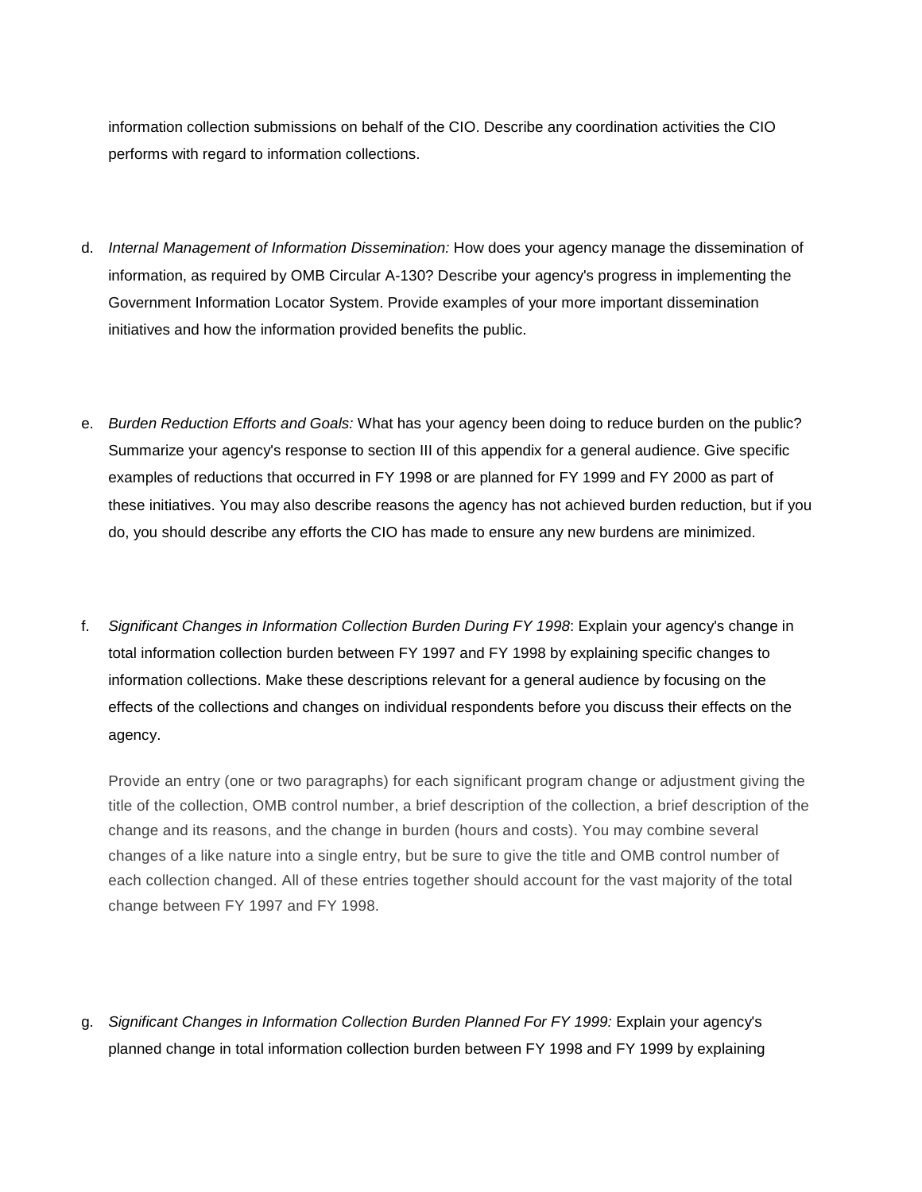information collection submissions on behalf of the CIO. Describe any coordination activities the CIO performs with regard to information collections.

d. *Internal Management of Information Dissemination:* How does your agency manage the dissemination of information, as required by OMB Circular A-130? Describe your agency's progress in implementing the Government Information Locator System. Provide examples of your more important dissemination initiatives and how the information provided benefits the public.

e. *Burden Reduction Efforts and Goals:* What has your agency been doing to reduce burden on the public? Summarize your agency's response to section III of this appendix for a general audience. Give specific examples of reductions that occurred in FY 1998 or are planned for FY 1999 and FY 2000 as part of these initiatives. You may also describe reasons the agency has not achieved burden reduction, but if you do, you should describe any efforts the CIO has made to ensure any new burdens are minimized.

f. *Significant Changes in Information Collection Burden During FY 1998*: Explain your agency's change in total information collection burden between FY 1997 and FY 1998 by explaining specific changes to information collections. Make these descriptions relevant for a general audience by focusing on the effects of the collections and changes on individual respondents before you discuss their effects on the agency.

   Provide an entry (one or two paragraphs) for each significant program change or adjustment giving the title of the collection, OMB control number, a brief description of the collection, a brief description of the change and its reasons, and the change in burden (hours and costs). You may combine several changes of a like nature into a single entry, but be sure to give the title and OMB control number of each collection changed. All of these entries together should account for the vast majority of the total change between FY 1997 and FY 1998.

g. *Significant Changes in Information Collection Burden Planned For FY 1999:* Explain your agency's planned change in total information collection burden between FY 1998 and FY 1999 by explaining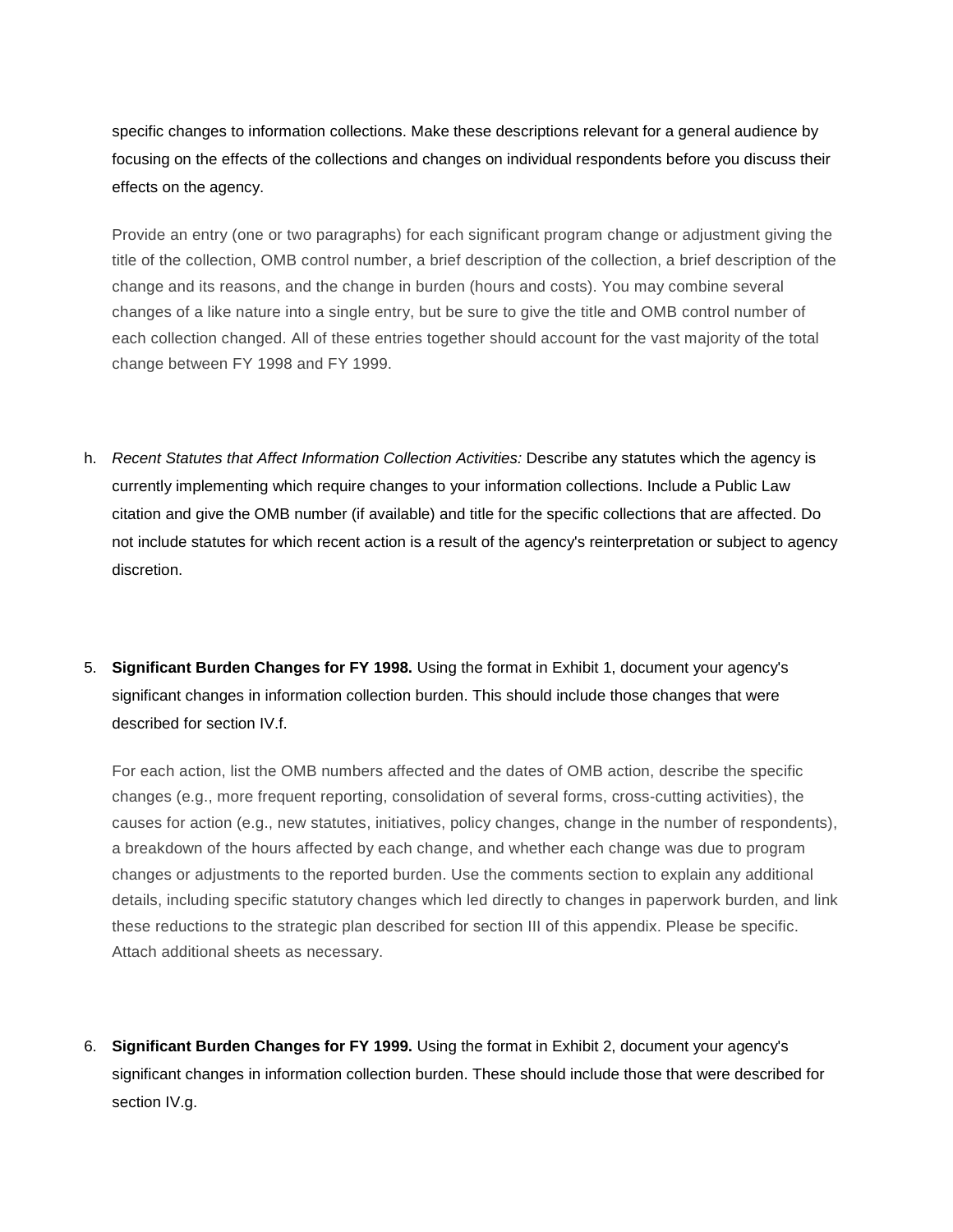specific changes to information collections. Make these descriptions relevant for a general audience by focusing on the effects of the collections and changes on individual respondents before you discuss their effects on the agency.

Provide an entry (one or two paragraphs) for each significant program change or adjustment giving the title of the collection, OMB control number, a brief description of the collection, a brief description of the change and its reasons, and the change in burden (hours and costs). You may combine several changes of a like nature into a single entry, but be sure to give the title and OMB control number of each collection changed. All of these entries together should account for the vast majority of the total change between FY 1998 and FY 1999.

h. *Recent Statutes that Affect Information Collection Activities:* Describe any statutes which the agency is currently implementing which require changes to your information collections. Include a Public Law citation and give the OMB number (if available) and title for the specific collections that are affected. Do not include statutes for which recent action is a result of the agency's reinterpretation or subject to agency discretion.

5. **Significant Burden Changes for FY 1998.** Using the format in Exhibit 1, document your agency's significant changes in information collection burden. This should include those changes that were described for section IV.f.

   For each action, list the OMB numbers affected and the dates of OMB action, describe the specific changes (e.g., more frequent reporting, consolidation of several forms, cross-cutting activities), the causes for action (e.g., new statutes, initiatives, policy changes, change in the number of respondents), a breakdown of the hours affected by each change, and whether each change was due to program changes or adjustments to the reported burden. Use the comments section to explain any additional details, including specific statutory changes which led directly to changes in paperwork burden, and link these reductions to the strategic plan described for section III of this appendix. Please be specific. Attach additional sheets as necessary.

6. **Significant Burden Changes for FY 1999.** Using the format in Exhibit 2, document your agency's significant changes in information collection burden. These should include those that were described for section IV.g.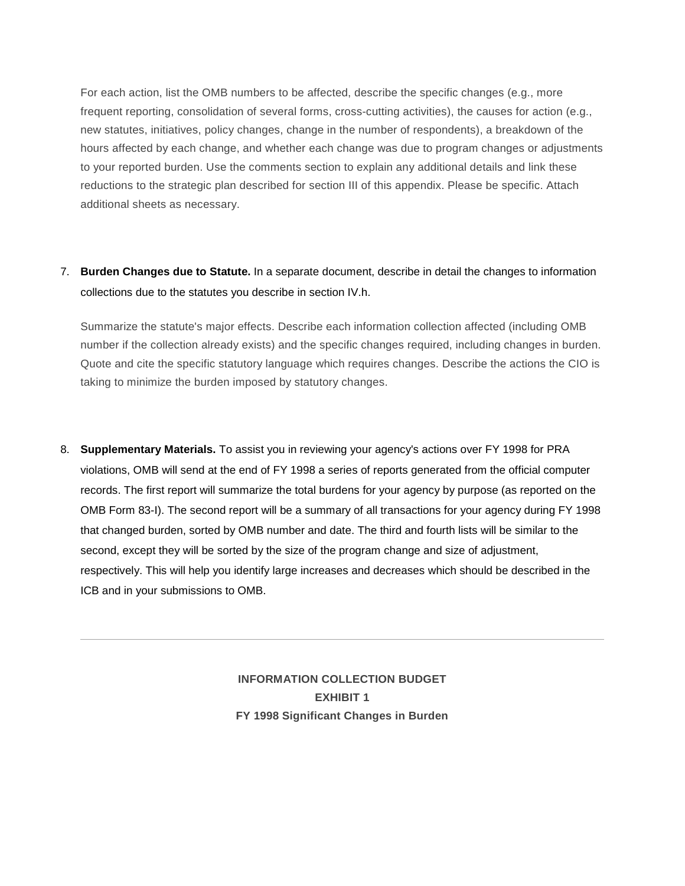For each action, list the OMB numbers to be affected, describe the specific changes (e.g., more frequent reporting, consolidation of several forms, cross-cutting activities), the causes for action (e.g., new statutes, initiatives, policy changes, change in the number of respondents), a breakdown of the hours affected by each change, and whether each change was due to program changes or adjustments to your reported burden. Use the comments section to explain any additional details and link these reductions to the strategic plan described for section III of this appendix. Please be specific. Attach additional sheets as necessary.

7. **Burden Changes due to Statute.** In a separate document, describe in detail the changes to information collections due to the statutes you describe in section IV.h.

   Summarize the statute's major effects. Describe each information collection affected (including OMB number if the collection already exists) and the specific changes required, including changes in burden. Quote and cite the specific statutory language which requires changes. Describe the actions the CIO is taking to minimize the burden imposed by statutory changes.

8. **Supplementary Materials.** To assist you in reviewing your agency's actions over FY 1998 for PRA violations, OMB will send at the end of FY 1998 a series of reports generated from the official computer records. The first report will summarize the total burdens for your agency by purpose (as reported on the OMB Form 83-I). The second report will be a summary of all transactions for your agency during FY 1998 that changed burden, sorted by OMB number and date. The third and fourth lists will be similar to the second, except they will be sorted by the size of the program change and size of adjustment, respectively. This will help you identify large increases and decreases which should be described in the ICB and in your submissions to OMB.

---

**INFORMATION COLLECTION BUDGET**
**EXHIBIT 1**
**FY 1998 Significant Changes in Burden**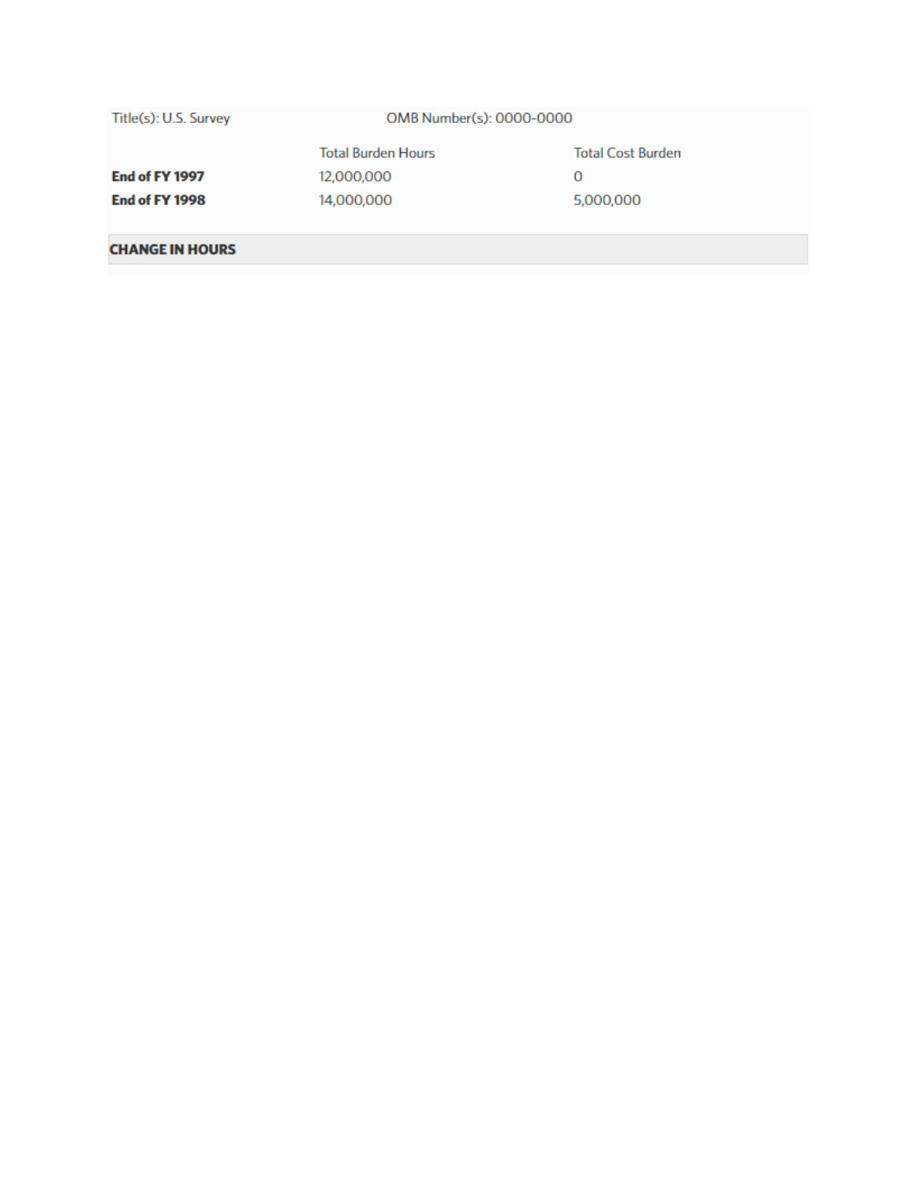| Title(s): U.S. Survey | OMB Number(s): 0000-0000 | |
|---|---|---|
| | Total Burden Hours | Total Cost Burden |
| **End of FY 1997** | 12,000,000 | 0 |
| **End of FY 1998** | 14,000,000 | 5,000,000 |

**CHANGE IN HOURS**